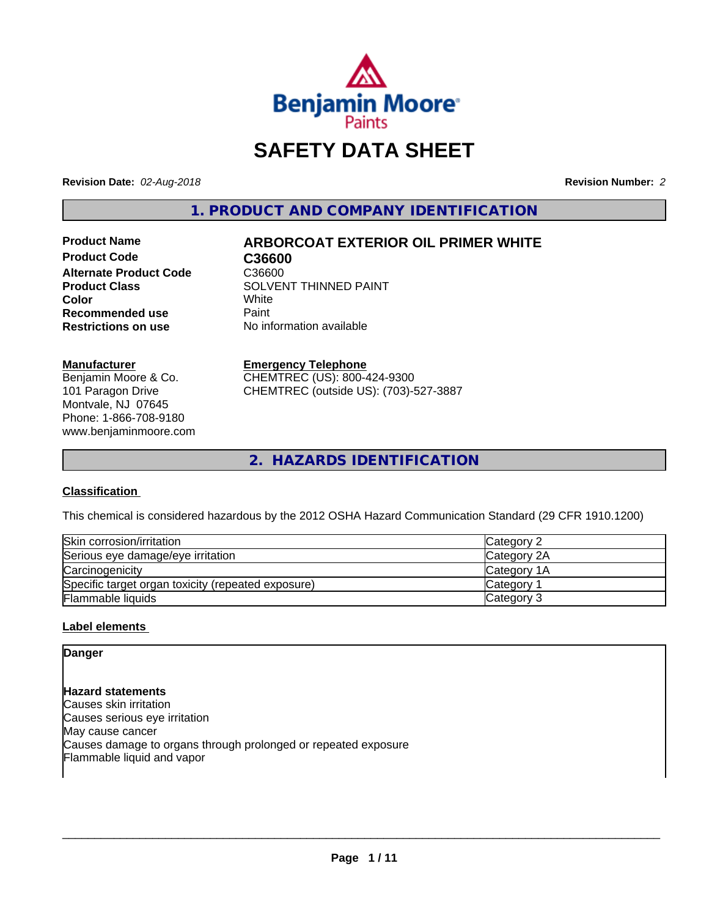# SAFETY DATA SHEET

**Revision Date:** *02-Aug-2018* **Revision Number:** *2*

## 1. PRODUCT AND COMPANY IDENTIFICATION

| | |
|---|---|
| **Product Name** | **ARBORCOAT EXTERIOR OIL PRIMER WHITE** |
| **Product Code** | **C36600** |
| **Alternate Product Code** | C36600 |
| **Product Class** | SOLVENT THINNED PAINT |
| **Color** | White |
| **Recommended use** | Paint |
| **Restrictions on use** | No information available |

**Manufacturer**
Benjamin Moore & Co.
101 Paragon Drive
Montvale, NJ 07645
Phone: 1-866-708-9180
www.benjaminmoore.com

**Emergency Telephone**
CHEMTREC (US): 800-424-9300
CHEMTREC (outside US): (703)-527-3887

## 2. HAZARDS IDENTIFICATION

### Classification

This chemical is considered hazardous by the 2012 OSHA Hazard Communication Standard (29 CFR 1910.1200)

| | |
|---|---|
| Skin corrosion/irritation | Category 2 |
| Serious eye damage/eye irritation | Category 2A |
| Carcinogenicity | Category 1A |
| Specific target organ toxicity (repeated exposure) | Category 1 |
| Flammable liquids | Category 3 |

### Label elements

**Danger**

**Hazard statements**
Causes skin irritation
Causes serious eye irritation
May cause cancer
Causes damage to organs through prolonged or repeated exposure
Flammable liquid and vapor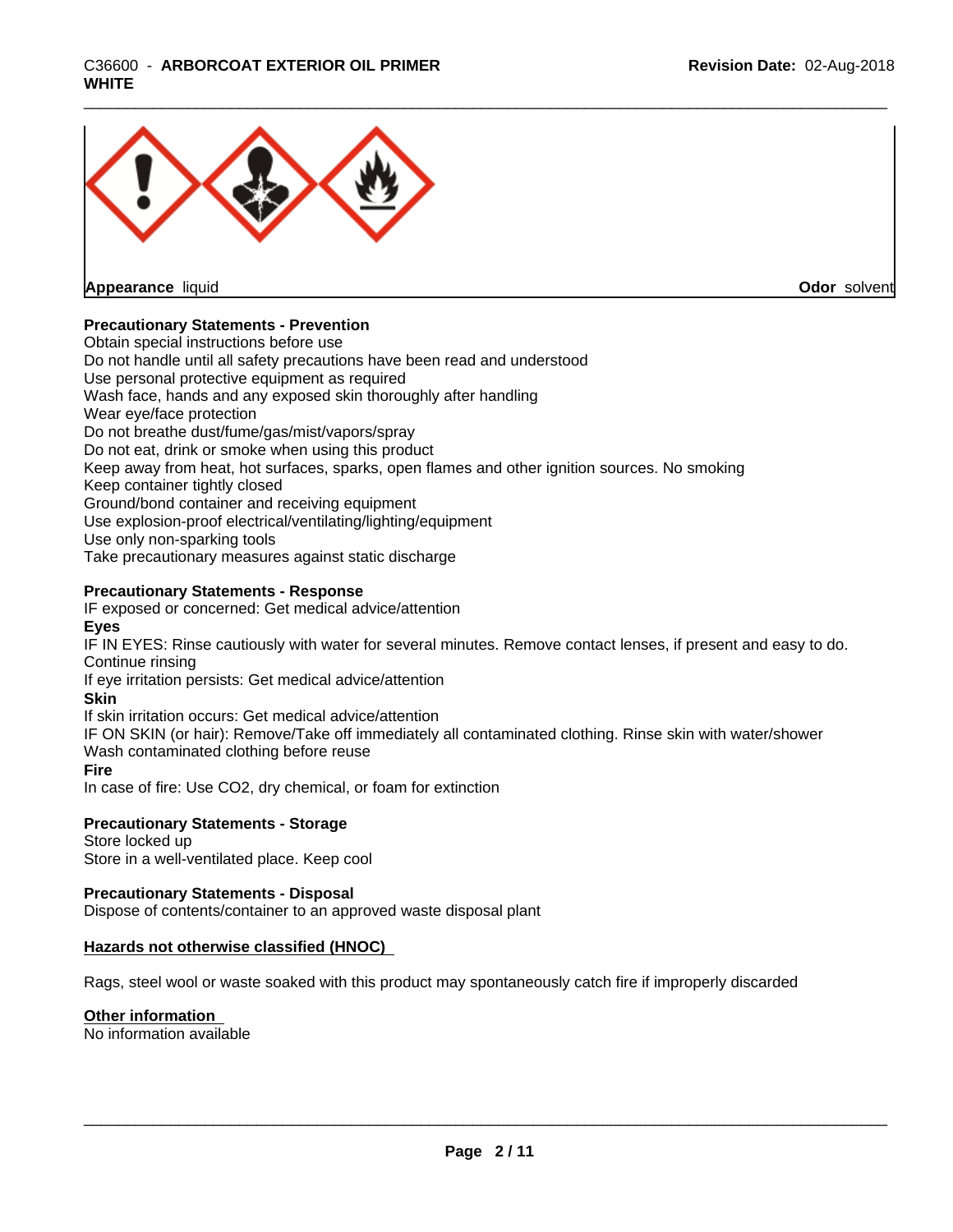**Appearance** liquid **Odor** solvent

### Precautionary Statements - Prevention

Obtain special instructions before use
Do not handle until all safety precautions have been read and understood
Use personal protective equipment as required
Wash face, hands and any exposed skin thoroughly after handling
Wear eye/face protection
Do not breathe dust/fume/gas/mist/vapors/spray
Do not eat, drink or smoke when using this product
Keep away from heat, hot surfaces, sparks, open flames and other ignition sources. No smoking
Keep container tightly closed
Ground/bond container and receiving equipment
Use explosion-proof electrical/ventilating/lighting/equipment
Use only non-sparking tools
Take precautionary measures against static discharge

### Precautionary Statements - Response

IF exposed or concerned: Get medical advice/attention

**Eyes**

IF IN EYES: Rinse cautiously with water for several minutes. Remove contact lenses, if present and easy to do. Continue rinsing
If eye irritation persists: Get medical advice/attention

**Skin**

If skin irritation occurs: Get medical advice/attention
IF ON SKIN (or hair): Remove/Take off immediately all contaminated clothing. Rinse skin with water/shower
Wash contaminated clothing before reuse

**Fire**

In case of fire: Use $CO_2$, dry chemical, or foam for extinction

### Precautionary Statements - Storage

Store locked up
Store in a well-ventilated place. Keep cool

### Precautionary Statements - Disposal

Dispose of contents/container to an approved waste disposal plant

### Hazards not otherwise classified (HNOC)

Rags, steel wool or waste soaked with this product may spontaneously catch fire if improperly discarded

### Other information

No information available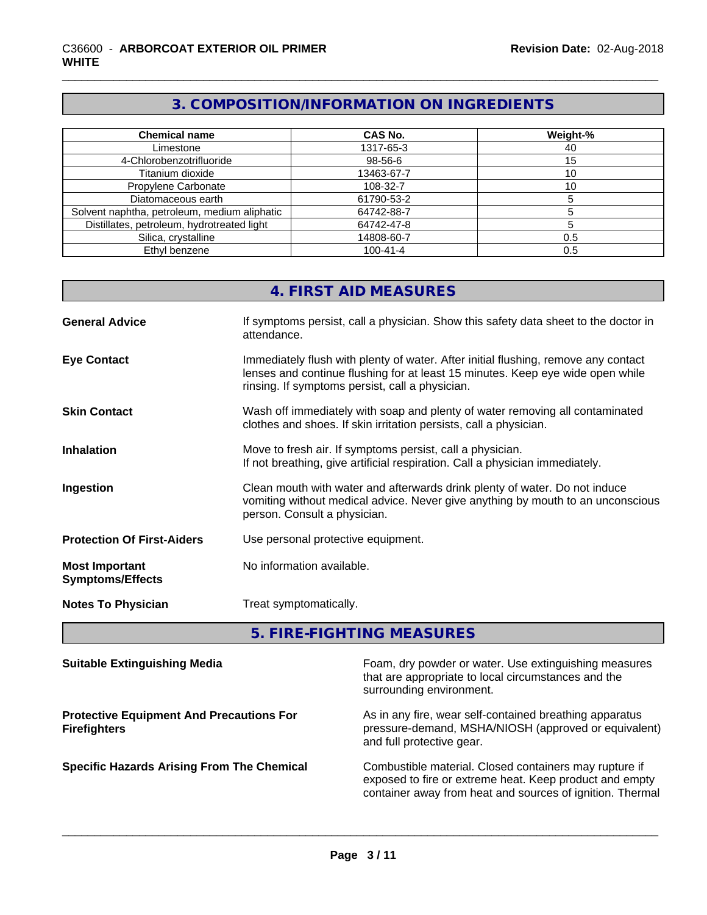## 3. COMPOSITION/INFORMATION ON INGREDIENTS

| Chemical name | CAS No. | Weight-% |
|---|---|---|
| Limestone | 1317-65-3 | 40 |
| 4-Chlorobenzotrifluoride | 98-56-6 | 15 |
| Titanium dioxide | 13463-67-7 | 10 |
| Propylene Carbonate | 108-32-7 | 10 |
| Diatomaceous earth | 61790-53-2 | 5 |
| Solvent naphtha, petroleum, medium aliphatic | 64742-88-7 | 5 |
| Distillates, petroleum, hydrotreated light | 64742-47-8 | 5 |
| Silica, crystalline | 14808-60-7 | 0.5 |
| Ethyl benzene | 100-41-4 | 0.5 |

## 4. FIRST AID MEASURES

**General Advice** If symptoms persist, call a physician. Show this safety data sheet to the doctor in attendance.

**Eye Contact** Immediately flush with plenty of water. After initial flushing, remove any contact lenses and continue flushing for at least 15 minutes. Keep eye wide open while rinsing. If symptoms persist, call a physician.

**Skin Contact** Wash off immediately with soap and plenty of water removing all contaminated clothes and shoes. If skin irritation persists, call a physician.

**Inhalation** Move to fresh air. If symptoms persist, call a physician.
If not breathing, give artificial respiration. Call a physician immediately.

**Ingestion** Clean mouth with water and afterwards drink plenty of water. Do not induce vomiting without medical advice. Never give anything by mouth to an unconscious person. Consult a physician.

**Protection Of First-Aiders** Use personal protective equipment.

**Most Important Symptoms/Effects** No information available.

**Notes To Physician** Treat symptomatically.

## 5. FIRE-FIGHTING MEASURES

**Suitable Extinguishing Media** Foam, dry powder or water. Use extinguishing measures that are appropriate to local circumstances and the surrounding environment.

**Protective Equipment And Precautions For Firefighters** As in any fire, wear self-contained breathing apparatus pressure-demand, MSHA/NIOSH (approved or equivalent) and full protective gear.

**Specific Hazards Arising From The Chemical** Combustible material. Closed containers may rupture if exposed to fire or extreme heat. Keep product and empty container away from heat and sources of ignition. Thermal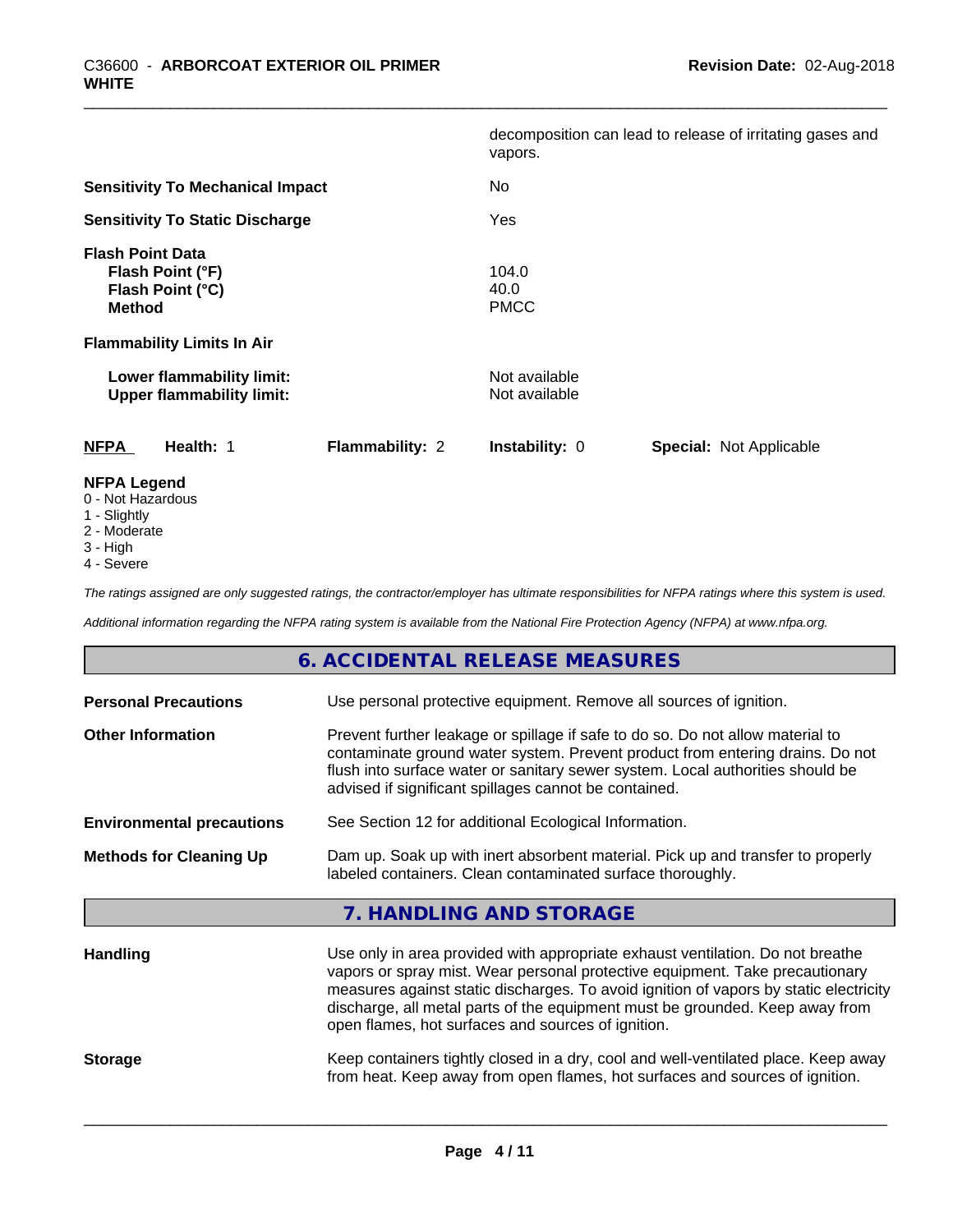decomposition can lead to release of irritating gases and vapors.

**Sensitivity To Mechanical Impact** No

**Sensitivity To Static Discharge** Yes

**Flash Point Data**

| | |
|---|---|
| **Flash Point (°F)** | 104.0 |
| **Flash Point (°C)** | 40.0 |
| **Method** | PMCC |

**Flammability Limits In Air**

| | |
|---|---|
| **Lower flammability limit:** | Not available |
| **Upper flammability limit:** | Not available |

| **NFPA** | **Health:** 1 | **Flammability:** 2 | **Instability:** 0 | **Special:** Not Applicable |
|---|---|---|---|---|

**NFPA Legend**
0 - Not Hazardous
1 - Slightly
2 - Moderate
3 - High
4 - Severe

*The ratings assigned are only suggested ratings, the contractor/employer has ultimate responsibilities for NFPA ratings where this system is used.*

*Additional information regarding the NFPA rating system is available from the National Fire Protection Agency (NFPA) at www.nfpa.org.*

## 6. ACCIDENTAL RELEASE MEASURES

| | |
|---|---|
| **Personal Precautions** | Use personal protective equipment. Remove all sources of ignition. |
| **Other Information** | Prevent further leakage or spillage if safe to do so. Do not allow material to contaminate ground water system. Prevent product from entering drains. Do not flush into surface water or sanitary sewer system. Local authorities should be advised if significant spillages cannot be contained. |
| **Environmental precautions** | See Section 12 for additional Ecological Information. |
| **Methods for Cleaning Up** | Dam up. Soak up with inert absorbent material. Pick up and transfer to properly labeled containers. Clean contaminated surface thoroughly. |

## 7. HANDLING AND STORAGE

| | |
|---|---|
| **Handling** | Use only in area provided with appropriate exhaust ventilation. Do not breathe vapors or spray mist. Wear personal protective equipment. Take precautionary measures against static discharges. To avoid ignition of vapors by static electricity discharge, all metal parts of the equipment must be grounded. Keep away from open flames, hot surfaces and sources of ignition. |
| **Storage** | Keep containers tightly closed in a dry, cool and well-ventilated place. Keep away from heat. Keep away from open flames, hot surfaces and sources of ignition. |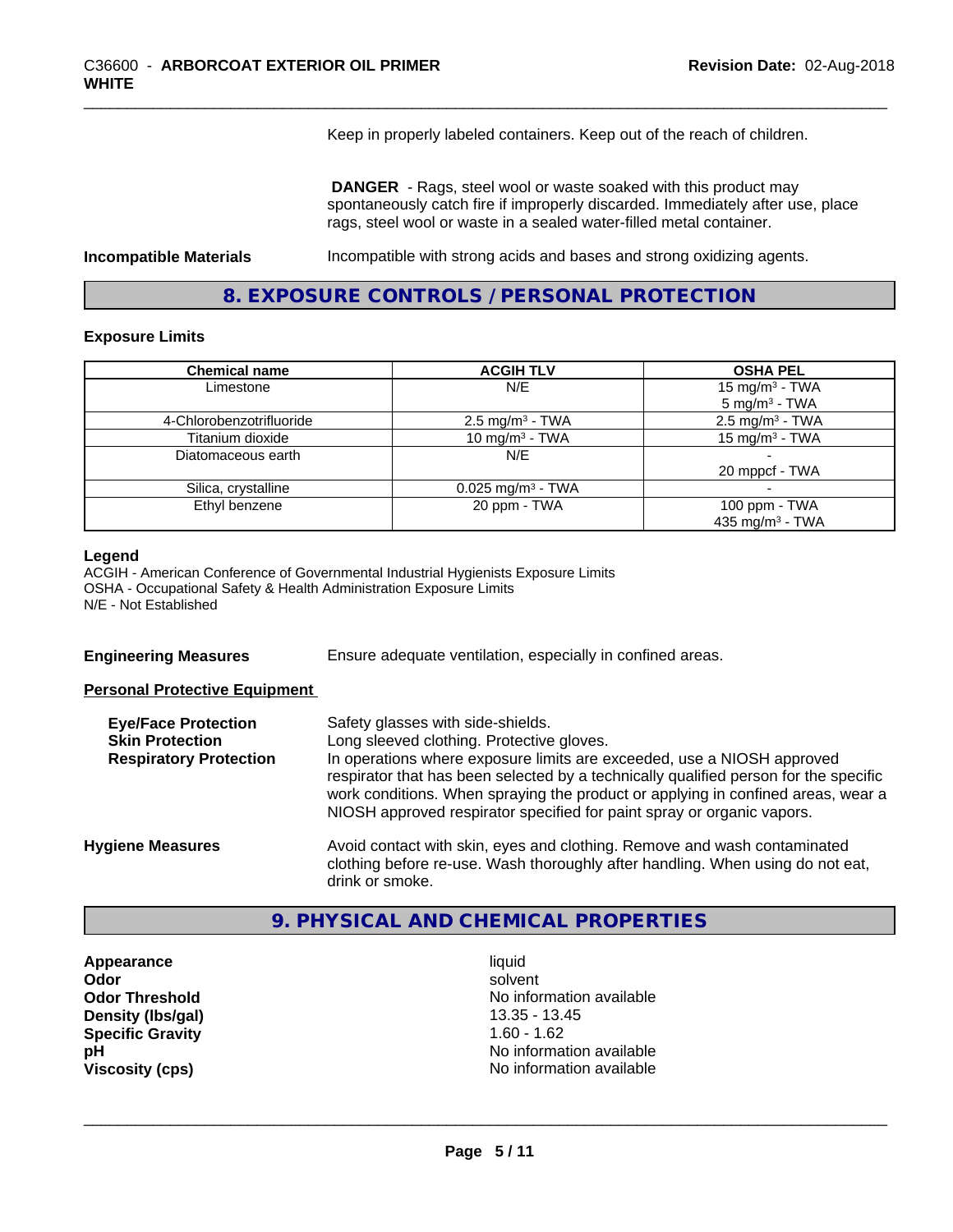Keep in properly labeled containers. Keep out of the reach of children.

**DANGER** - Rags, steel wool or waste soaked with this product may spontaneously catch fire if improperly discarded. Immediately after use, place rags, steel wool or waste in a sealed water-filled metal container.

**Incompatible Materials** Incompatible with strong acids and bases and strong oxidizing agents.

## 8. EXPOSURE CONTROLS / PERSONAL PROTECTION

### Exposure Limits

| Chemical name | ACGIH TLV | OSHA PEL |
|---|---|---|
| Limestone | N/E | 15 mg/m$^3$ - TWA<br>5 mg/m$^3$ - TWA |
| 4-Chlorobenzotrifluoride | 2.5 mg/m$^3$ - TWA | 2.5 mg/m$^3$ - TWA |
| Titanium dioxide | 10 mg/m$^3$ - TWA | 15 mg/m$^3$ - TWA |
| Diatomaceous earth | N/E | -<br>20 mppcf - TWA |
| Silica, crystalline | 0.025 mg/m$^3$ - TWA | - |
| Ethyl benzene | 20 ppm - TWA | 100 ppm - TWA<br>435 mg/m$^3$ - TWA |

**Legend**
ACGIH - American Conference of Governmental Industrial Hygienists Exposure Limits
OSHA - Occupational Safety & Health Administration Exposure Limits
N/E - Not Established

**Engineering Measures** Ensure adequate ventilation, especially in confined areas.

**Personal Protective Equipment**

**Eye/Face Protection** Safety glasses with side-shields.

**Skin Protection** Long sleeved clothing. Protective gloves.

**Respiratory Protection** In operations where exposure limits are exceeded, use a NIOSH approved respirator that has been selected by a technically qualified person for the specific work conditions. When spraying the product or applying in confined areas, wear a NIOSH approved respirator specified for paint spray or organic vapors.

**Hygiene Measures** Avoid contact with skin, eyes and clothing. Remove and wash contaminated clothing before re-use. Wash thoroughly after handling. When using do not eat, drink or smoke.

## 9. PHYSICAL AND CHEMICAL PROPERTIES

**Appearance** liquid
**Odor** solvent
**Odor Threshold** No information available
**Density (lbs/gal)** 13.35 - 13.45
**Specific Gravity** 1.60 - 1.62
**pH** No information available
**Viscosity (cps)** No information available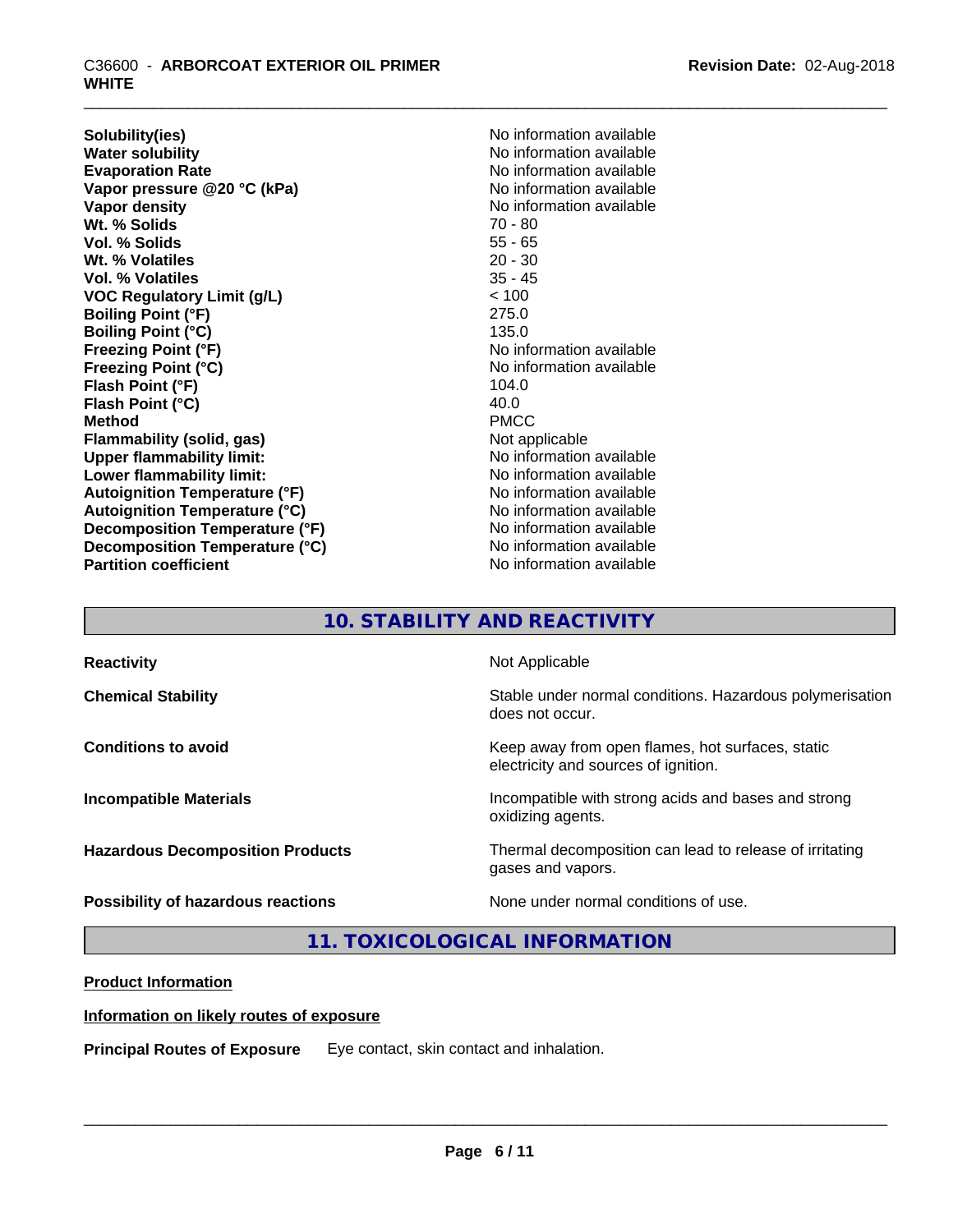| | |
|---|---|
| **Solubility(ies)** | No information available |
| **Water solubility** | No information available |
| **Evaporation Rate** | No information available |
| **Vapor pressure @20 °C (kPa)** | No information available |
| **Vapor density** | No information available |
| **Wt. % Solids** | 70 - 80 |
| **Vol. % Solids** | 55 - 65 |
| **Wt. % Volatiles** | 20 - 30 |
| **Vol. % Volatiles** | 35 - 45 |
| **VOC Regulatory Limit (g/L)** | < 100 |
| **Boiling Point (°F)** | 275.0 |
| **Boiling Point (°C)** | 135.0 |
| **Freezing Point (°F)** | No information available |
| **Freezing Point (°C)** | No information available |
| **Flash Point (°F)** | 104.0 |
| **Flash Point (°C)** | 40.0 |
| **Method** | PMCC |
| **Flammability (solid, gas)** | Not applicable |
| **Upper flammability limit:** | No information available |
| **Lower flammability limit:** | No information available |
| **Autoignition Temperature (°F)** | No information available |
| **Autoignition Temperature (°C)** | No information available |
| **Decomposition Temperature (°F)** | No information available |
| **Decomposition Temperature (°C)** | No information available |
| **Partition coefficient** | No information available |

## 10. STABILITY AND REACTIVITY

| | |
|---|---|
| **Reactivity** | Not Applicable |
| **Chemical Stability** | Stable under normal conditions. Hazardous polymerisation does not occur. |
| **Conditions to avoid** | Keep away from open flames, hot surfaces, static electricity and sources of ignition. |
| **Incompatible Materials** | Incompatible with strong acids and bases and strong oxidizing agents. |
| **Hazardous Decomposition Products** | Thermal decomposition can lead to release of irritating gases and vapors. |
| **Possibility of hazardous reactions** | None under normal conditions of use. |

## 11. TOXICOLOGICAL INFORMATION

**Product Information**

**Information on likely routes of exposure**

**Principal Routes of Exposure** Eye contact, skin contact and inhalation.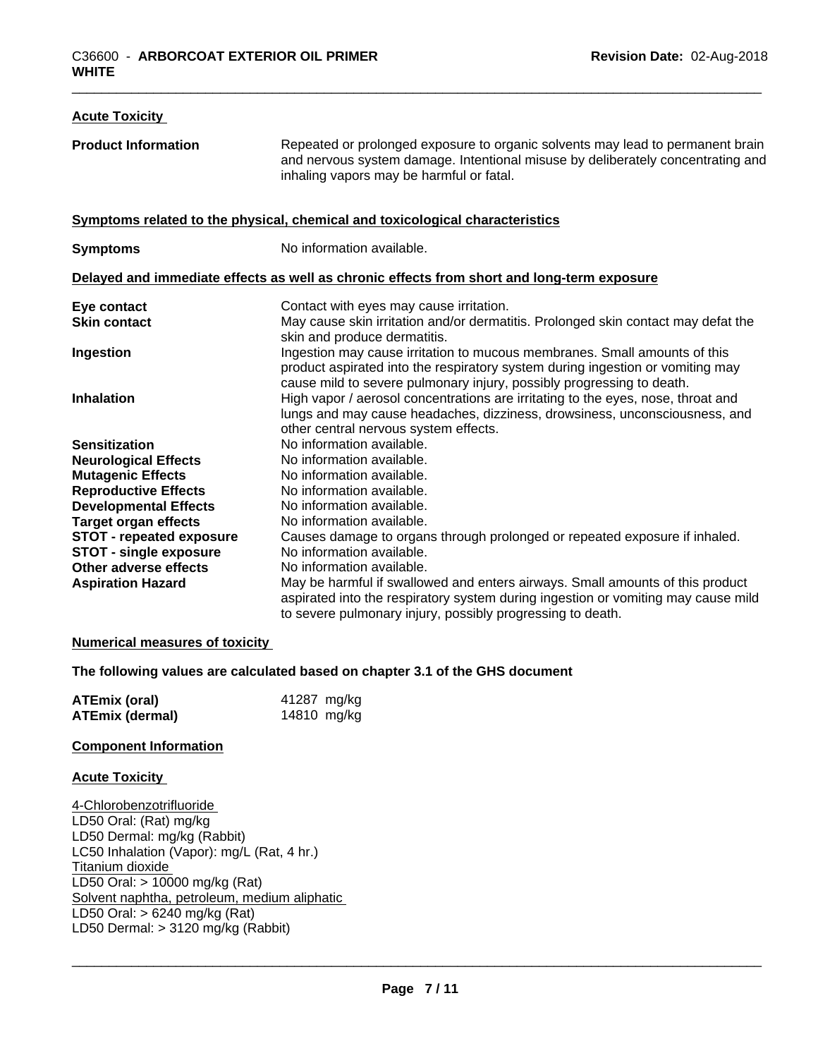### Acute Toxicity

| | |
|---|---|
| **Product Information** | Repeated or prolonged exposure to organic solvents may lead to permanent brain and nervous system damage. Intentional misuse by deliberately concentrating and inhaling vapors may be harmful or fatal. |

### Symptoms related to the physical, chemical and toxicological characteristics

| | |
|---|---|
| **Symptoms** | No information available. |

### Delayed and immediate effects as well as chronic effects from short and long-term exposure

| | |
|---|---|
| **Eye contact** | Contact with eyes may cause irritation. |
| **Skin contact** | May cause skin irritation and/or dermatitis. Prolonged skin contact may defat the skin and produce dermatitis. |
| **Ingestion** | Ingestion may cause irritation to mucous membranes. Small amounts of this product aspirated into the respiratory system during ingestion or vomiting may cause mild to severe pulmonary injury, possibly progressing to death. |
| **Inhalation** | High vapor / aerosol concentrations are irritating to the eyes, nose, throat and lungs and may cause headaches, dizziness, drowsiness, unconsciousness, and other central nervous system effects. |
| **Sensitization** | No information available. |
| **Neurological Effects** | No information available. |
| **Mutagenic Effects** | No information available. |
| **Reproductive Effects** | No information available. |
| **Developmental Effects** | No information available. |
| **Target organ effects** | No information available. |
| **STOT - repeated exposure** | Causes damage to organs through prolonged or repeated exposure if inhaled. |
| **STOT - single exposure** | No information available. |
| **Other adverse effects** | No information available. |
| **Aspiration Hazard** | May be harmful if swallowed and enters airways. Small amounts of this product aspirated into the respiratory system during ingestion or vomiting may cause mild to severe pulmonary injury, possibly progressing to death. |

### Numerical measures of toxicity

**The following values are calculated based on chapter 3.1 of the GHS document**

| | |
|---|---|
| **ATEmix (oral)** | 41287 mg/kg |
| **ATEmix (dermal)** | 14810 mg/kg |

### Component Information

### Acute Toxicity

4-Chlorobenzotrifluoride
LD50 Oral: (Rat) mg/kg
LD50 Dermal: mg/kg (Rabbit)
LC50 Inhalation (Vapor): mg/L (Rat, 4 hr.)
Titanium dioxide
LD50 Oral: > 10000 mg/kg (Rat)
Solvent naphtha, petroleum, medium aliphatic
LD50 Oral: > 6240 mg/kg (Rat)
LD50 Dermal: > 3120 mg/kg (Rabbit)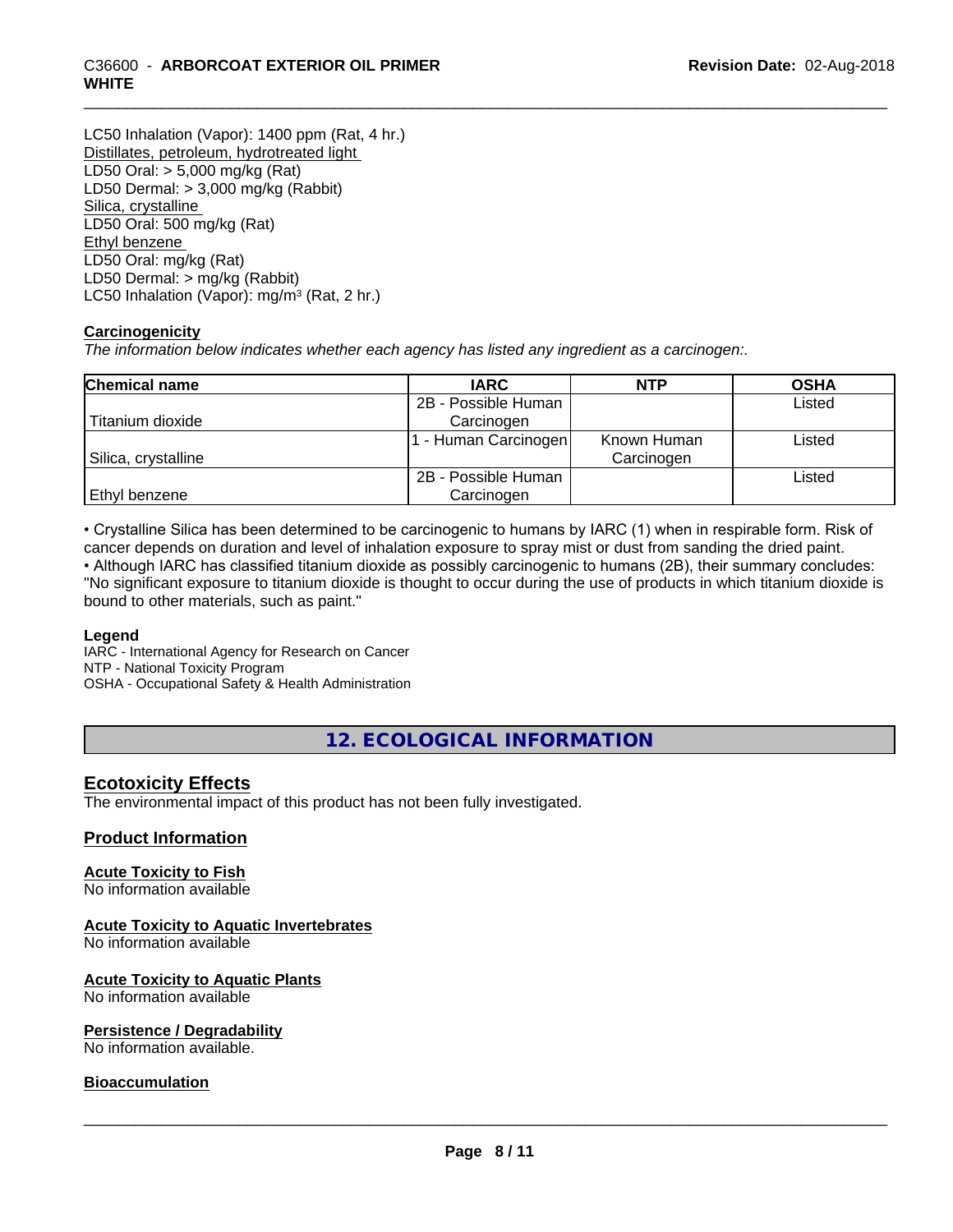LC50 Inhalation (Vapor): 1400 ppm (Rat, 4 hr.)
Distillates, petroleum, hydrotreated light
LD50 Oral: > 5,000 mg/kg (Rat)
LD50 Dermal: > 3,000 mg/kg (Rabbit)
Silica, crystalline
LD50 Oral: 500 mg/kg (Rat)
Ethyl benzene
LD50 Oral: mg/kg (Rat)
LD50 Dermal: > mg/kg (Rabbit)
LC50 Inhalation (Vapor): mg/m³ (Rat, 2 hr.)

**Carcinogenicity**
*The information below indicates whether each agency has listed any ingredient as a carcinogen:.*

| Chemical name | IARC | NTP | OSHA |
|---|---|---|---|
| Titanium dioxide | 2B - Possible Human Carcinogen | | Listed |
| Silica, crystalline | 1 - Human Carcinogen | Known Human Carcinogen | Listed |
| Ethyl benzene | 2B - Possible Human Carcinogen | | Listed |

• Crystalline Silica has been determined to be carcinogenic to humans by IARC (1) when in respirable form. Risk of cancer depends on duration and level of inhalation exposure to spray mist or dust from sanding the dried paint.
• Although IARC has classified titanium dioxide as possibly carcinogenic to humans (2B), their summary concludes: "No significant exposure to titanium dioxide is thought to occur during the use of products in which titanium dioxide is bound to other materials, such as paint."

**Legend**
IARC - International Agency for Research on Cancer
NTP - National Toxicity Program
OSHA - Occupational Safety & Health Administration

# 12. ECOLOGICAL INFORMATION

## Ecotoxicity Effects
The environmental impact of this product has not been fully investigated.

## Product Information

**Acute Toxicity to Fish**
No information available

**Acute Toxicity to Aquatic Invertebrates**
No information available

**Acute Toxicity to Aquatic Plants**
No information available

**Persistence / Degradability**
No information available.

**Bioaccumulation**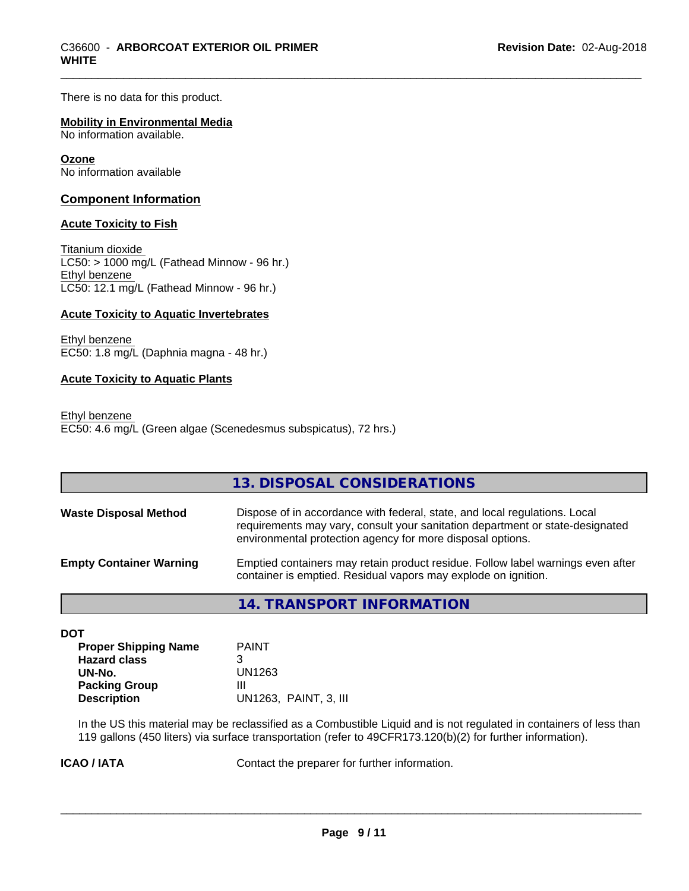There is no data for this product.

**Mobility in Environmental Media**
No information available.

**Ozone**
No information available

## Component Information

**Acute Toxicity to Fish**

Titanium dioxide
LC50: > 1000 mg/L (Fathead Minnow - 96 hr.)
Ethyl benzene
LC50: 12.1 mg/L (Fathead Minnow - 96 hr.)

**Acute Toxicity to Aquatic Invertebrates**

Ethyl benzene
EC50: 1.8 mg/L (Daphnia magna - 48 hr.)

**Acute Toxicity to Aquatic Plants**

Ethyl benzene
EC50: 4.6 mg/L (Green algae (Scenedesmus subspicatus), 72 hrs.)

## 13. DISPOSAL CONSIDERATIONS

**Waste Disposal Method** — Dispose of in accordance with federal, state, and local regulations. Local requirements may vary, consult your sanitation department or state-designated environmental protection agency for more disposal options.

**Empty Container Warning** — Emptied containers may retain product residue. Follow label warnings even after container is emptied. Residual vapors may explode on ignition.

## 14. TRANSPORT INFORMATION

**DOT**

| | |
|---|---|
| **Proper Shipping Name** | PAINT |
| **Hazard class** | 3 |
| **UN-No.** | UN1263 |
| **Packing Group** | III |
| **Description** | UN1263, PAINT, 3, III |

In the US this material may be reclassified as a Combustible Liquid and is not regulated in containers of less than 119 gallons (450 liters) via surface transportation (refer to 49CFR173.120(b)(2) for further information).

**ICAO / IATA** — Contact the preparer for further information.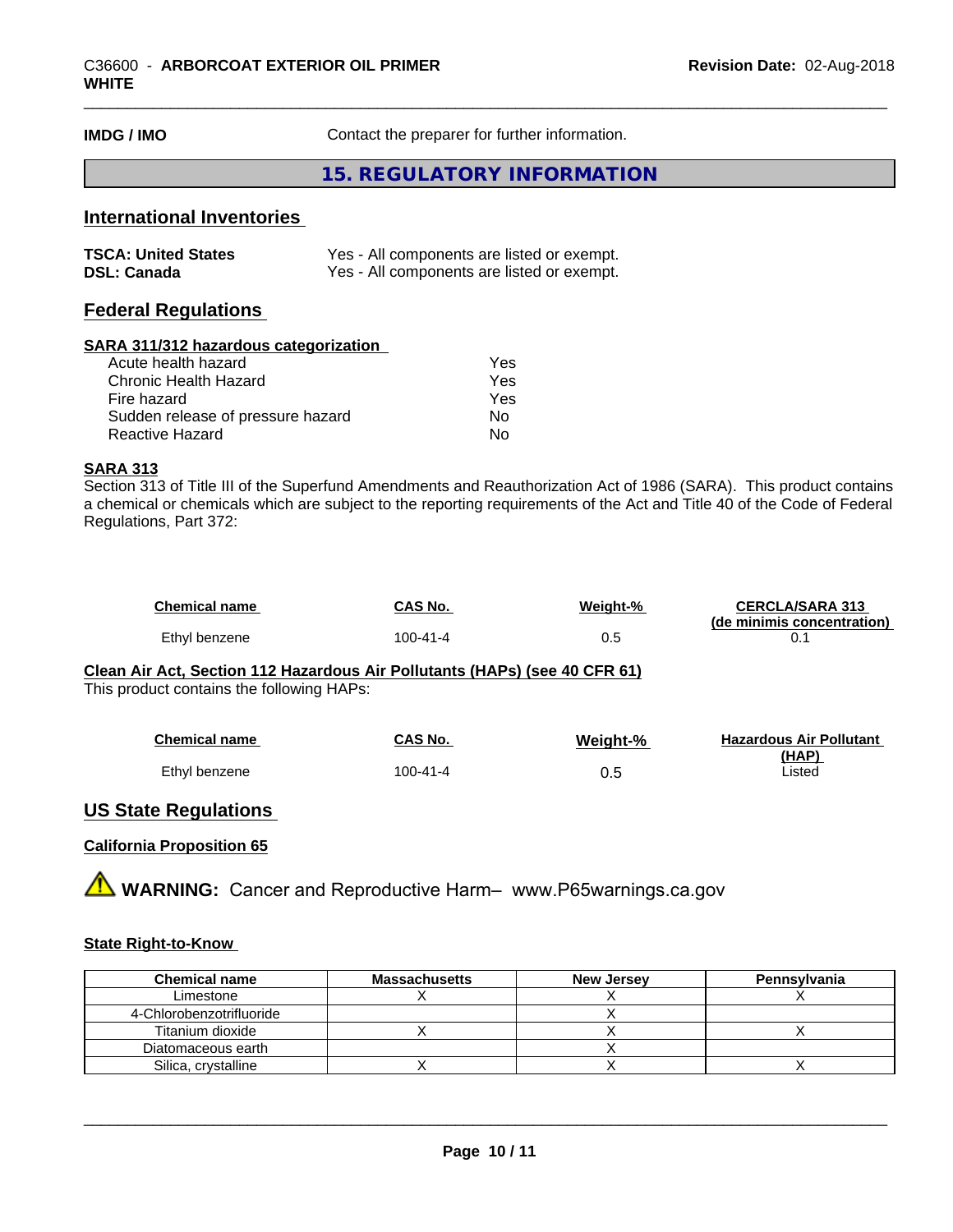**IMDG / IMO** Contact the preparer for further information.

## 15. REGULATORY INFORMATION

### International Inventories

| | |
|---|---|
| **TSCA: United States** | Yes - All components are listed or exempt. |
| **DSL: Canada** | Yes - All components are listed or exempt. |

### Federal Regulations

**SARA 311/312 hazardous categorization**

| | |
|---|---|
| Acute health hazard | Yes |
| Chronic Health Hazard | Yes |
| Fire hazard | Yes |
| Sudden release of pressure hazard | No |
| Reactive Hazard | No |

**SARA 313**

Section 313 of Title III of the Superfund Amendments and Reauthorization Act of 1986 (SARA). This product contains a chemical or chemicals which are subject to the reporting requirements of the Act and Title 40 of the Code of Federal Regulations, Part 372:

| Chemical name | CAS No. | Weight-% | CERCLA/SARA 313 (de minimis concentration) |
|---|---|---|---|
| Ethyl benzene | 100-41-4 | 0.5 | 0.1 |

**Clean Air Act, Section 112 Hazardous Air Pollutants (HAPs) (see 40 CFR 61)**

This product contains the following HAPs:

| Chemical name | CAS No. | Weight-% | Hazardous Air Pollutant (HAP) |
|---|---|---|---|
| Ethyl benzene | 100-41-4 | 0.5 | Listed |

### US State Regulations

**California Proposition 65**

⚠ **WARNING:** Cancer and Reproductive Harm– www.P65warnings.ca.gov

**State Right-to-Know**

| Chemical name | Massachusetts | New Jersey | Pennsylvania |
|---|---|---|---|
| Limestone | X | X | X |
| 4-Chlorobenzotrifluoride | | X | |
| Titanium dioxide | X | X | X |
| Diatomaceous earth | | X | |
| Silica, crystalline | X | X | X |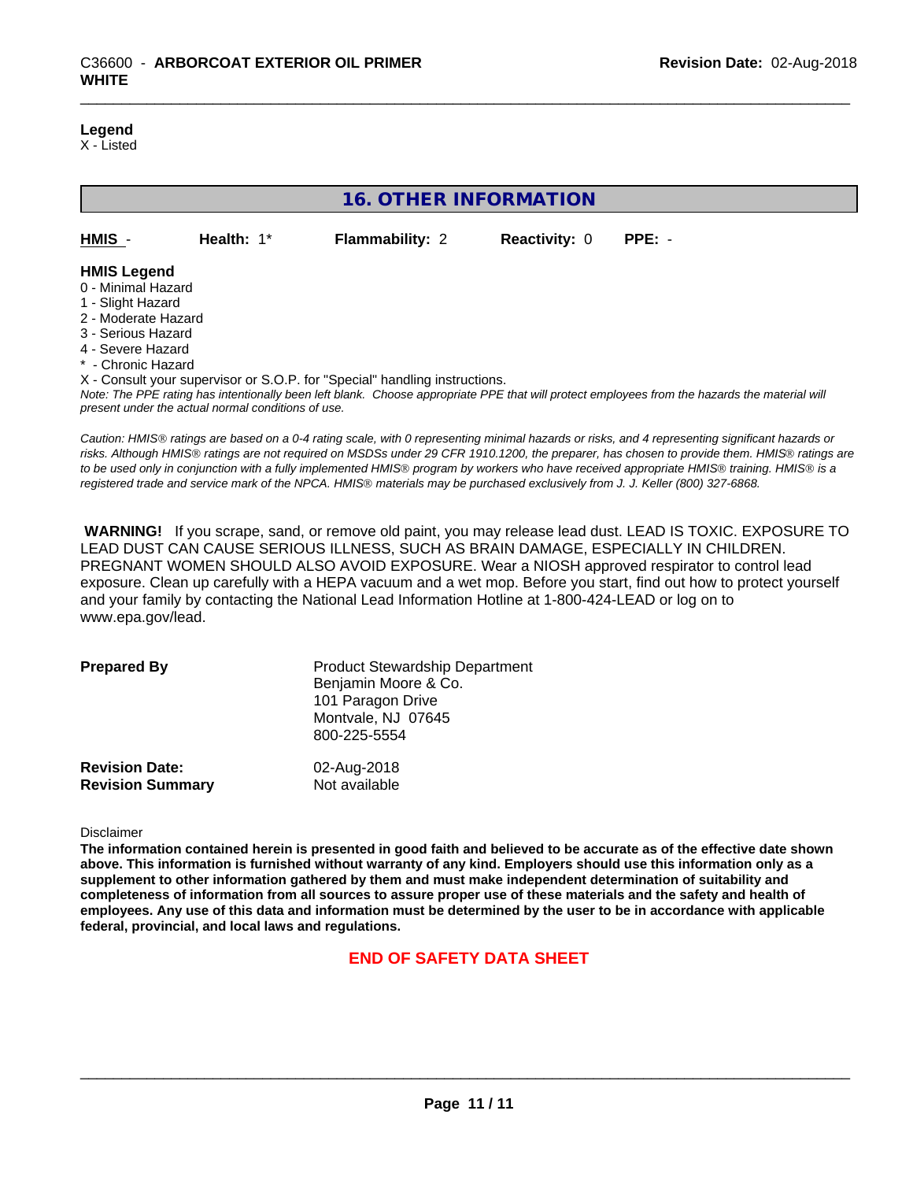**Legend**
X - Listed

## 16. OTHER INFORMATION

| | | | | |
|---|---|---|---|---|
| **HMIS** - | **Health:** 1* | **Flammability:** 2 | **Reactivity:** 0 | **PPE:** - |

**HMIS Legend**
0 - Minimal Hazard
1 - Slight Hazard
2 - Moderate Hazard
3 - Serious Hazard
4 - Severe Hazard
* - Chronic Hazard
X - Consult your supervisor or S.O.P. for "Special" handling instructions.
*Note: The PPE rating has intentionally been left blank. Choose appropriate PPE that will protect employees from the hazards the material will present under the actual normal conditions of use.*

*Caution: HMIS® ratings are based on a 0-4 rating scale, with 0 representing minimal hazards or risks, and 4 representing significant hazards or risks. Although HMIS® ratings are not required on MSDSs under 29 CFR 1910.1200, the preparer, has chosen to provide them. HMIS® ratings are to be used only in conjunction with a fully implemented HMIS® program by workers who have received appropriate HMIS® training. HMIS® is a registered trade and service mark of the NPCA. HMIS® materials may be purchased exclusively from J. J. Keller (800) 327-6868.*

**WARNING!** If you scrape, sand, or remove old paint, you may release lead dust. LEAD IS TOXIC. EXPOSURE TO LEAD DUST CAN CAUSE SERIOUS ILLNESS, SUCH AS BRAIN DAMAGE, ESPECIALLY IN CHILDREN. PREGNANT WOMEN SHOULD ALSO AVOID EXPOSURE. Wear a NIOSH approved respirator to control lead exposure. Clean up carefully with a HEPA vacuum and a wet mop. Before you start, find out how to protect yourself and your family by contacting the National Lead Information Hotline at 1-800-424-LEAD or log on to www.epa.gov/lead.

| | |
|---|---|
| **Prepared By** | Product Stewardship Department<br>Benjamin Moore & Co.<br>101 Paragon Drive<br>Montvale, NJ 07645<br>800-225-5554 |
| **Revision Date:** | 02-Aug-2018 |
| **Revision Summary** | Not available |

Disclaimer
**The information contained herein is presented in good faith and believed to be accurate as of the effective date shown above. This information is furnished without warranty of any kind. Employers should use this information only as a supplement to other information gathered by them and must make independent determination of suitability and completeness of information from all sources to assure proper use of these materials and the safety and health of employees. Any use of this data and information must be determined by the user to be in accordance with applicable federal, provincial, and local laws and regulations.**

**END OF SAFETY DATA SHEET**